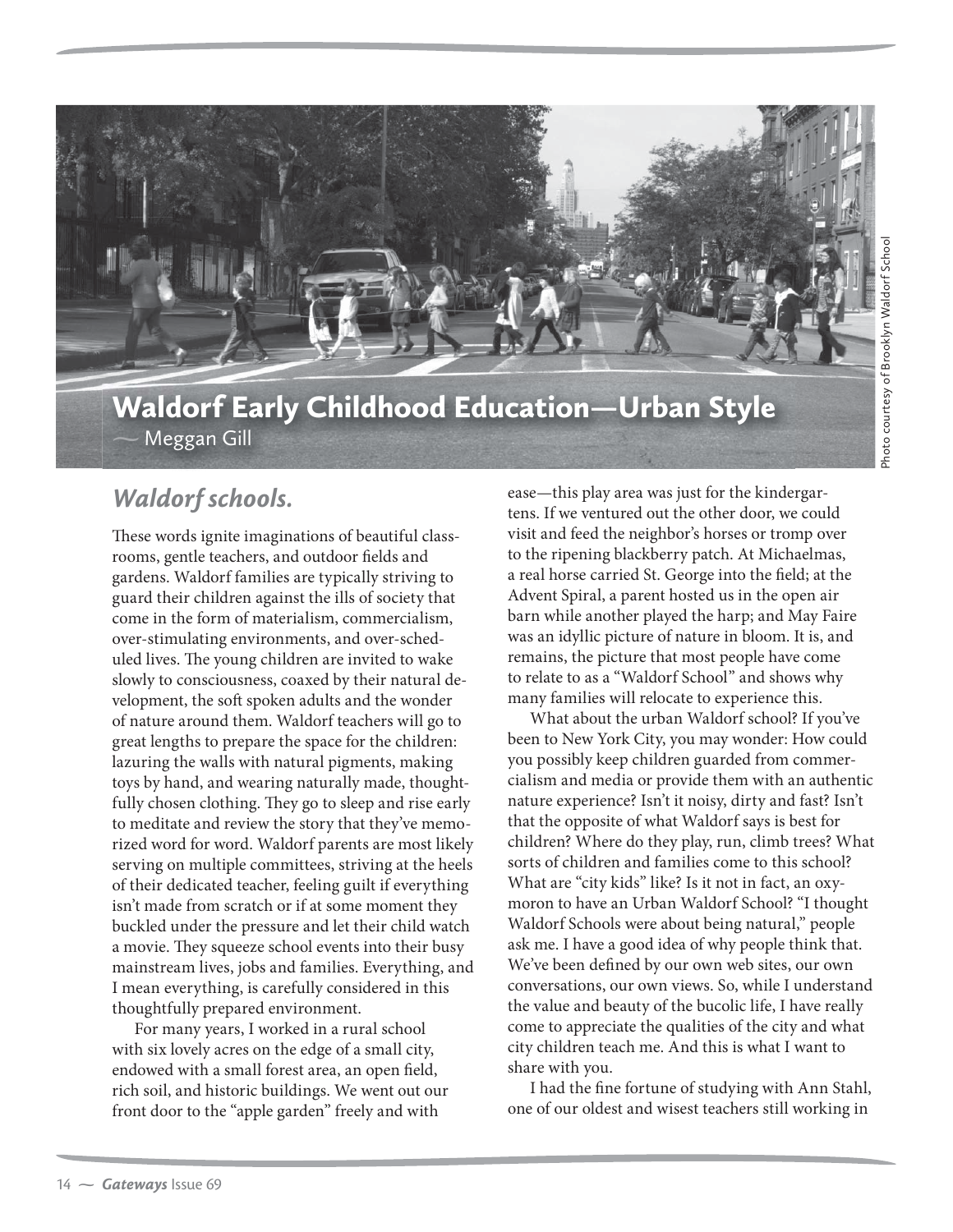# Waldorf Early Childhood Education—Urban Style

— Meggan Gill

Photo courtesy of Brooklyn Waldorf School

## *Waldorf schools.*

These words ignite imaginations of beautiful classrooms, gentle teachers, and outdoor fields and gardens. Waldorf families are typically striving to guard their children against the ills of society that come in the form of materialism, commercialism, over-stimulating environments, and over-scheduled lives. The young children are invited to wake slowly to consciousness, coaxed by their natural development, the soft spoken adults and the wonder of nature around them. Waldorf teachers will go to great lengths to prepare the space for the children: lazuring the walls with natural pigments, making toys by hand, and wearing naturally made, thoughtfully chosen clothing. They go to sleep and rise early to meditate and review the story that they've memorized word for word. Waldorf parents are most likely serving on multiple committees, striving at the heels of their dedicated teacher, feeling guilt if everything isn't made from scratch or if at some moment they buckled under the pressure and let their child watch a movie. They squeeze school events into their busy mainstream lives, jobs and families. Everything, and I mean everything, is carefully considered in this thoughtfully prepared environment.

For many years, I worked in a rural school with six lovely acres on the edge of a small city, endowed with a small forest area, an open field, rich soil, and historic buildings. We went out our front door to the "apple garden" freely and with ease—this play area was just for the kindergartens. If we ventured out the other door, we could visit and feed the neighbor's horses or tromp over to the ripening blackberry patch. At Michaelmas, a real horse carried St. George into the field; at the Advent Spiral, a parent hosted us in the open air barn while another played the harp; and May Faire was an idyllic picture of nature in bloom. It is, and remains, the picture that most people have come to relate to as a "Waldorf School" and shows why many families will relocate to experience this.

What about the urban Waldorf school? If you've been to New York City, you may wonder: How could you possibly keep children guarded from commercialism and media or provide them with an authentic nature experience? Isn't it noisy, dirty and fast? Isn't that the opposite of what Waldorf says is best for children? Where do they play, run, climb trees? What sorts of children and families come to this school? What are "city kids" like? Is it not in fact, an oxymoron to have an Urban Waldorf School? "I thought Waldorf Schools were about being natural," people ask me. I have a good idea of why people think that. We've been defined by our own web sites, our own conversations, our own views. So, while I understand the value and beauty of the bucolic life, I have really come to appreciate the qualities of the city and what city children teach me. And this is what I want to share with you.

I had the fine fortune of studying with Ann Stahl, one of our oldest and wisest teachers still working in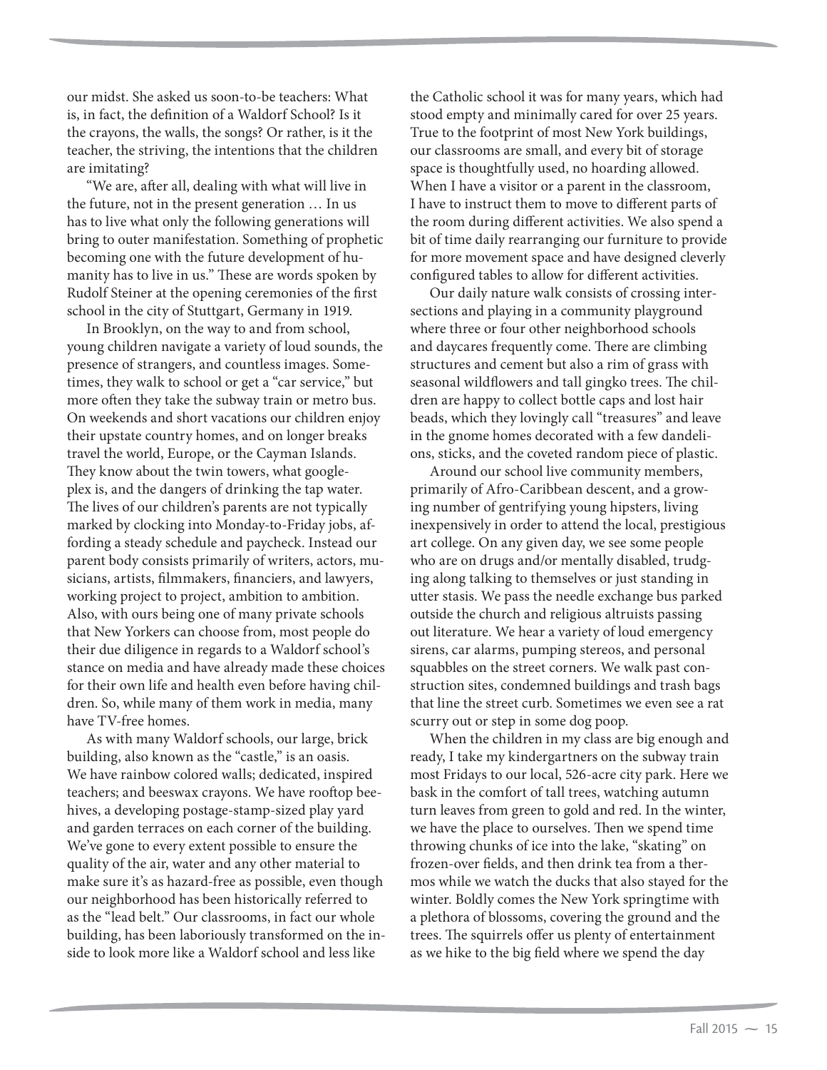our midst. She asked us soon-to-be teachers: What is, in fact, the definition of a Waldorf School? Is it the crayons, the walls, the songs? Or rather, is it the teacher, the striving, the intentions that the children are imitating?

"We are, after all, dealing with what will live in the future, not in the present generation … In us has to live what only the following generations will bring to outer manifestation. Something of prophetic becoming one with the future development of humanity has to live in us." These are words spoken by Rudolf Steiner at the opening ceremonies of the first school in the city of Stuttgart, Germany in 1919.

In Brooklyn, on the way to and from school, young children navigate a variety of loud sounds, the presence of strangers, and countless images. Sometimes, they walk to school or get a "car service," but more often they take the subway train or metro bus. On weekends and short vacations our children enjoy their upstate country homes, and on longer breaks travel the world, Europe, or the Cayman Islands. They know about the twin towers, what googleplex is, and the dangers of drinking the tap water. The lives of our children's parents are not typically marked by clocking into Monday-to-Friday jobs, affording a steady schedule and paycheck. Instead our parent body consists primarily of writers, actors, musicians, artists, filmmakers, financiers, and lawyers, working project to project, ambition to ambition. Also, with ours being one of many private schools that New Yorkers can choose from, most people do their due diligence in regards to a Waldorf school's stance on media and have already made these choices for their own life and health even before having children. So, while many of them work in media, many have TV-free homes.

As with many Waldorf schools, our large, brick building, also known as the "castle," is an oasis. We have rainbow colored walls; dedicated, inspired teachers; and beeswax crayons. We have rooftop beehives, a developing postage-stamp-sized play yard and garden terraces on each corner of the building. We've gone to every extent possible to ensure the quality of the air, water and any other material to make sure it's as hazard-free as possible, even though our neighborhood has been historically referred to as the "lead belt." Our classrooms, in fact our whole building, has been laboriously transformed on the inside to look more like a Waldorf school and less like the Catholic school it was for many years, which had stood empty and minimally cared for over 25 years. True to the footprint of most New York buildings, our classrooms are small, and every bit of storage space is thoughtfully used, no hoarding allowed. When I have a visitor or a parent in the classroom, I have to instruct them to move to different parts of the room during different activities. We also spend a bit of time daily rearranging our furniture to provide for more movement space and have designed cleverly configured tables to allow for different activities.

Our daily nature walk consists of crossing intersections and playing in a community playground where three or four other neighborhood schools and daycares frequently come. There are climbing structures and cement but also a rim of grass with seasonal wildflowers and tall gingko trees. The children are happy to collect bottle caps and lost hair beads, which they lovingly call "treasures" and leave in the gnome homes decorated with a few dandelions, sticks, and the coveted random piece of plastic.

Around our school live community members, primarily of Afro-Caribbean descent, and a growing number of gentrifying young hipsters, living inexpensively in order to attend the local, prestigious art college. On any given day, we see some people who are on drugs and/or mentally disabled, trudging along talking to themselves or just standing in utter stasis. We pass the needle exchange bus parked outside the church and religious altruists passing out literature. We hear a variety of loud emergency sirens, car alarms, pumping stereos, and personal squabbles on the street corners. We walk past construction sites, condemned buildings and trash bags that line the street curb. Sometimes we even see a rat scurry out or step in some dog poop.

When the children in my class are big enough and ready, I take my kindergartners on the subway train most Fridays to our local, 526-acre city park. Here we bask in the comfort of tall trees, watching autumn turn leaves from green to gold and red. In the winter, we have the place to ourselves. Then we spend time throwing chunks of ice into the lake, "skating" on frozen-over fields, and then drink tea from a thermos while we watch the ducks that also stayed for the winter. Boldly comes the New York springtime with a plethora of blossoms, covering the ground and the trees. The squirrels offer us plenty of entertainment as we hike to the big field where we spend the day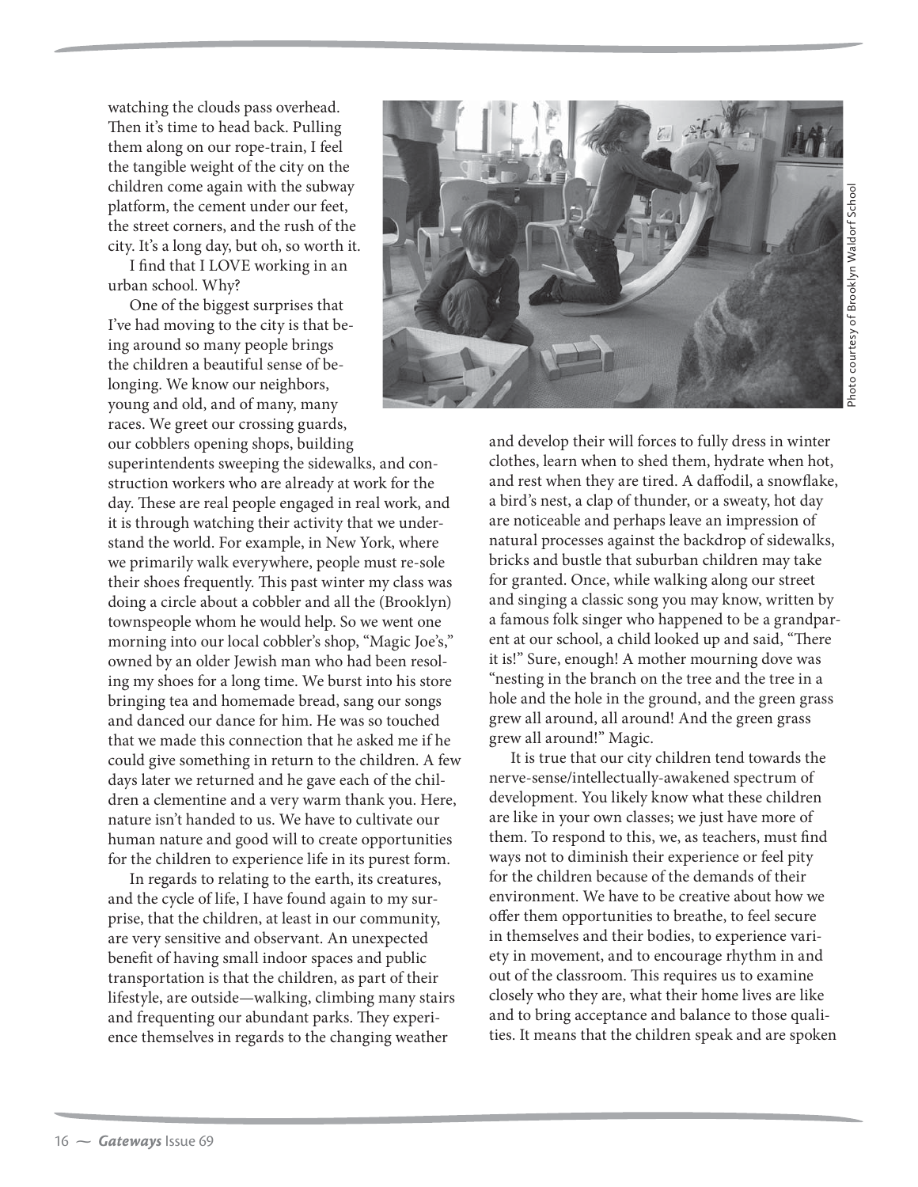watching the clouds pass overhead. Then it's time to head back. Pulling them along on our rope-train, I feel the tangible weight of the city on the children come again with the subway platform, the cement under our feet, the street corners, and the rush of the city. It's a long day, but oh, so worth it.

I find that I LOVE working in an urban school. Why?

One of the biggest surprises that I've had moving to the city is that being around so many people brings the children a beautiful sense of belonging. We know our neighbors, young and old, and of many, many races. We greet our crossing guards, our cobblers opening shops, building superintendents sweeping the sidewalks, and construction workers who are already at work for the day. These are real people engaged in real work, and it is through watching their activity that we understand the world. For example, in New York, where we primarily walk everywhere, people must re-sole their shoes frequently. This past winter my class was doing a circle about a cobbler and all the (Brooklyn) townspeople whom he would help. So we went one morning into our local cobbler's shop, "Magic Joe's," owned by an older Jewish man who had been resoling my shoes for a long time. We burst into his store bringing tea and homemade bread, sang our songs and danced our dance for him. He was so touched that we made this connection that he asked me if he could give something in return to the children. A few days later we returned and he gave each of the children a clementine and a very warm thank you. Here, nature isn't handed to us. We have to cultivate our human nature and good will to create opportunities for the children to experience life in its purest form.

In regards to relating to the earth, its creatures, and the cycle of life, I have found again to my surprise, that the children, at least in our community, are very sensitive and observant. An unexpected benefit of having small indoor spaces and public transportation is that the children, as part of their lifestyle, are outside—walking, climbing many stairs and frequenting our abundant parks. They experience themselves in regards to the changing weather and develop their will forces to fully dress in winter clothes, learn when to shed them, hydrate when hot, and rest when they are tired. A daffodil, a snowflake, a bird's nest, a clap of thunder, or a sweaty, hot day are noticeable and perhaps leave an impression of natural processes against the backdrop of sidewalks, bricks and bustle that suburban children may take for granted. Once, while walking along our street and singing a classic song you may know, written by a famous folk singer who happened to be a grandparent at our school, a child looked up and said, "There it is!" Sure, enough! A mother mourning dove was "nesting in the branch on the tree and the tree in a hole and the hole in the ground, and the green grass grew all around, all around! And the green grass grew all around!" Magic.

Photo courtesy of Brooklyn Waldorf School

It is true that our city children tend towards the nerve-sense/intellectually-awakened spectrum of development. You likely know what these children are like in your own classes; we just have more of them. To respond to this, we, as teachers, must find ways not to diminish their experience or feel pity for the children because of the demands of their environment. We have to be creative about how we offer them opportunities to breathe, to feel secure in themselves and their bodies, to experience variety in movement, and to encourage rhythm in and out of the classroom. This requires us to examine closely who they are, what their home lives are like and to bring acceptance and balance to those qualities. It means that the children speak and are spoken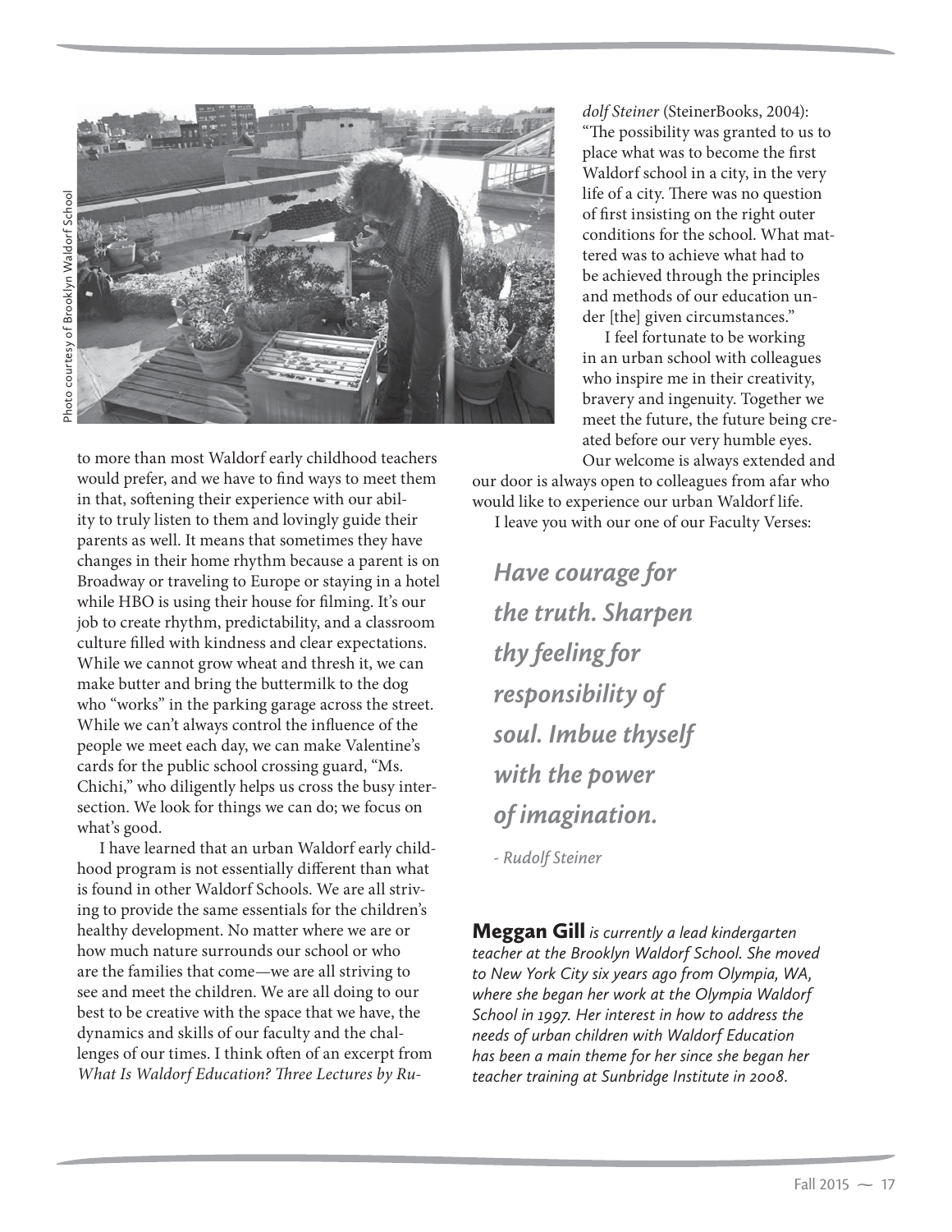Photo courtesy of Brooklyn Waldorf School

to more than most Waldorf early childhood teachers would prefer, and we have to find ways to meet them in that, softening their experience with our ability to truly listen to them and lovingly guide their parents as well. It means that sometimes they have changes in their home rhythm because a parent is on Broadway or traveling to Europe or staying in a hotel while HBO is using their house for filming. It's our job to create rhythm, predictability, and a classroom culture filled with kindness and clear expectations. While we cannot grow wheat and thresh it, we can make butter and bring the buttermilk to the dog who "works" in the parking garage across the street. While we can't always control the influence of the people we meet each day, we can make Valentine's cards for the public school crossing guard, "Ms. Chichi," who diligently helps us cross the busy intersection. We look for things we can do; we focus on what's good.

I have learned that an urban Waldorf early childhood program is not essentially different than what is found in other Waldorf Schools. We are all striving to provide the same essentials for the children's healthy development. No matter where we are or how much nature surrounds our school or who are the families that come—we are all striving to see and meet the children. We are all doing to our best to be creative with the space that we have, the dynamics and skills of our faculty and the challenges of our times. I think often of an excerpt from *What Is Waldorf Education? Three Lectures by Rudolf Steiner* (SteinerBooks, 2004): "The possibility was granted to us to place what was to become the first Waldorf school in a city, in the very life of a city. There was no question of first insisting on the right outer conditions for the school. What mattered was to achieve what had to be achieved through the principles and methods of our education under [the] given circumstances."

I feel fortunate to be working in an urban school with colleagues who inspire me in their creativity, bravery and ingenuity. Together we meet the future, the future being created before our very humble eyes. Our welcome is always extended and our door is always open to colleagues from afar who would like to experience our urban Waldorf life.

I leave you with our one of our Faculty Verses:

> ***Have courage for the truth. Sharpen thy feeling for responsibility of soul. Imbue thyself with the power of imagination.***
>
> *- Rudolf Steiner*

**Meggan Gill** *is currently a lead kindergarten teacher at the Brooklyn Waldorf School. She moved to New York City six years ago from Olympia, WA, where she began her work at the Olympia Waldorf School in 1997. Her interest in how to address the needs of urban children with Waldorf Education has been a main theme for her since she began her teacher training at Sunbridge Institute in 2008.*